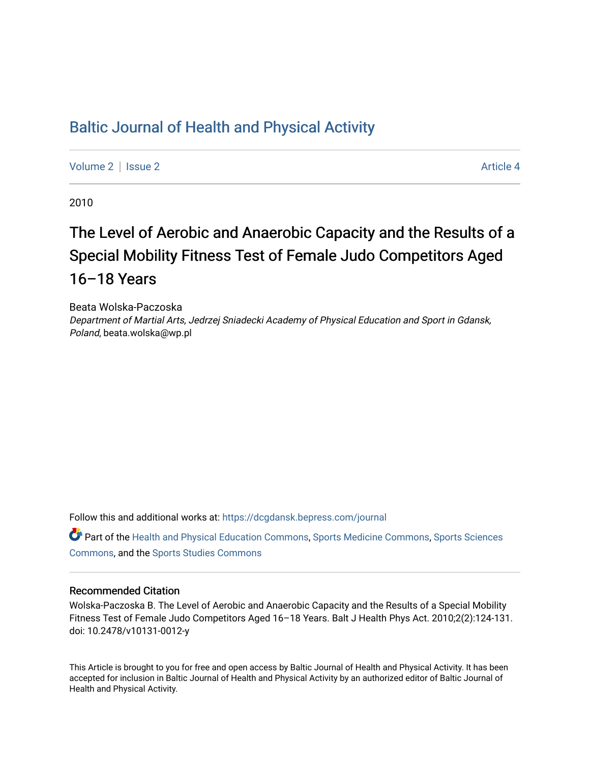Baltic Journal of Health and Physical Activity

Volume 2 | Issue 2 Article 4

2010

# The Level of Aerobic and Anaerobic Capacity and the Results of a Special Mobility Fitness Test of Female Judo Competitors Aged 16–18 Years

Beata Wolska-Paczoska
*Department of Martial Arts, Jedrzej Sniadecki Academy of Physical Education and Sport in Gdansk, Poland*, beata.wolska@wp.pl

Follow this and additional works at: https://dcgdansk.bepress.com/journal

Part of the Health and Physical Education Commons, Sports Medicine Commons, Sports Sciences Commons, and the Sports Studies Commons

## Recommended Citation

Wolska-Paczoska B. The Level of Aerobic and Anaerobic Capacity and the Results of a Special Mobility Fitness Test of Female Judo Competitors Aged 16–18 Years. Balt J Health Phys Act. 2010;2(2):124-131. doi: 10.2478/v10131-0012-y

This Article is brought to you for free and open access by Baltic Journal of Health and Physical Activity. It has been accepted for inclusion in Baltic Journal of Health and Physical Activity by an authorized editor of Baltic Journal of Health and Physical Activity.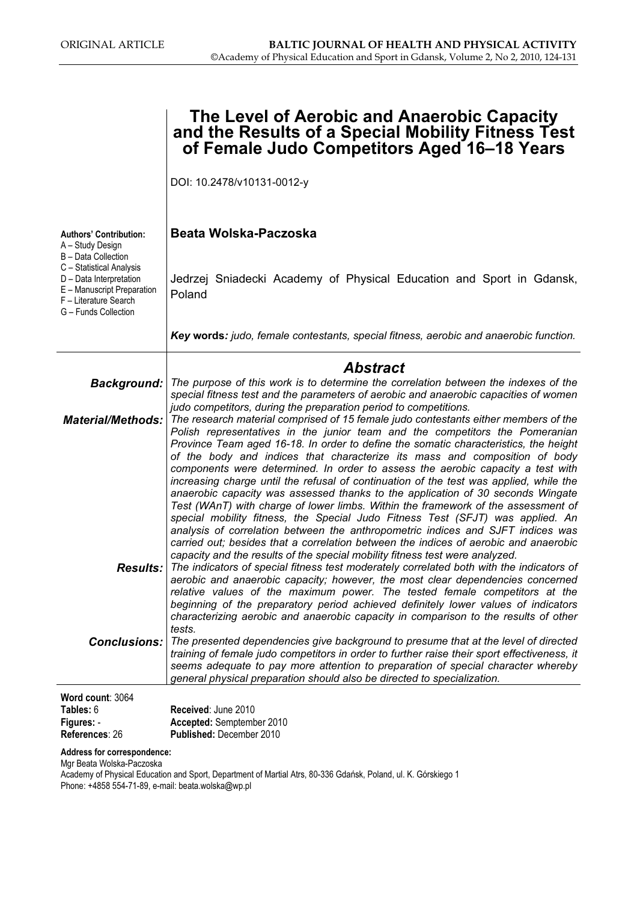ORIGINAL ARTICLE

# The Level of Aerobic and Anaerobic Capacity and the Results of a Special Mobility Fitness Test of Female Judo Competitors Aged 16–18 Years

DOI: 10.2478/v10131-0012-y

**Authors' Contribution:**
A – Study Design
B – Data Collection
C – Statistical Analysis
D – Data Interpretation
E – Manuscript Preparation
F – Literature Search
G – Funds Collection

**Beata Wolska-Paczoska**

Jedrzej Sniadecki Academy of Physical Education and Sport in Gdansk, Poland

***Key* words*:** *judo, female contestants, special fitness, aerobic and anaerobic function.*

## Abstract

***Background:*** *The purpose of this work is to determine the correlation between the indexes of the special fitness test and the parameters of aerobic and anaerobic capacities of women judo competitors, during the preparation period to competitions.*

***Material/Methods:*** *The research material comprised of 15 female judo contestants either members of the Polish representatives in the junior team and the competitors the Pomeranian Province Team aged 16-18. In order to define the somatic characteristics, the height of the body and indices that characterize its mass and composition of body components were determined. In order to assess the aerobic capacity a test with increasing charge until the refusal of continuation of the test was applied, while the anaerobic capacity was assessed thanks to the application of 30 seconds Wingate Test (WAnT) with charge of lower limbs. Within the framework of the assessment of special mobility fitness, the Special Judo Fitness Test (SFJT) was applied. An analysis of correlation between the anthropometric indices and SJFT indices was carried out; besides that a correlation between the indices of aerobic and anaerobic capacity and the results of the special mobility fitness test were analyzed.*

***Results:*** *The indicators of special fitness test moderately correlated both with the indicators of aerobic and anaerobic capacity; however, the most clear dependencies concerned relative values of the maximum power. The tested female competitors at the beginning of the preparatory period achieved definitely lower values of indicators characterizing aerobic and anaerobic capacity in comparison to the results of other tests.*

***Conclusions:*** *The presented dependencies give background to presume that at the level of directed training of female judo competitors in order to further raise their sport effectiveness, it seems adequate to pay more attention to preparation of special character whereby general physical preparation should also be directed to specialization.*

**Word count**: 3064
**Tables:** 6
**Figures:** -
**References**: 26

**Received**: June 2010
**Accepted:** Semptember 2010
**Published:** December 2010

**Address for correspondence:**
Mgr Beata Wolska-Paczoska
Academy of Physical Education and Sport, Department of Martial Atrs, 80-336 Gdańsk, Poland, ul. K. Górskiego 1
Phone: +4858 554-71-89, e-mail: beata.wolska@wp.pl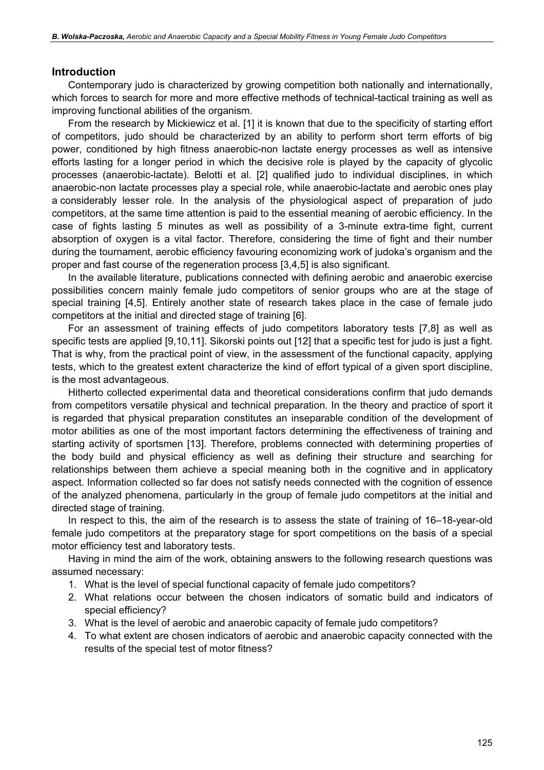## Introduction

Contemporary judo is characterized by growing competition both nationally and internationally, which forces to search for more and more effective methods of technical-tactical training as well as improving functional abilities of the organism.

From the research by Mickiewicz et al. [1] it is known that due to the specificity of starting effort of competitors, judo should be characterized by an ability to perform short term efforts of big power, conditioned by high fitness anaerobic-non lactate energy processes as well as intensive efforts lasting for a longer period in which the decisive role is played by the capacity of glycolic processes (anaerobic-lactate). Belotti et al. [2] qualified judo to individual disciplines, in which anaerobic-non lactate processes play a special role, while anaerobic-lactate and aerobic ones play a considerably lesser role. In the analysis of the physiological aspect of preparation of judo competitors, at the same time attention is paid to the essential meaning of aerobic efficiency. In the case of fights lasting 5 minutes as well as possibility of a 3-minute extra-time fight, current absorption of oxygen is a vital factor. Therefore, considering the time of fight and their number during the tournament, aerobic efficiency favouring economizing work of judoka's organism and the proper and fast course of the regeneration process [3,4,5] is also significant.

In the available literature, publications connected with defining aerobic and anaerobic exercise possibilities concern mainly female judo competitors of senior groups who are at the stage of special training [4,5]. Entirely another state of research takes place in the case of female judo competitors at the initial and directed stage of training [6].

For an assessment of training effects of judo competitors laboratory tests [7,8] as well as specific tests are applied [9,10,11]. Sikorski points out [12] that a specific test for judo is just a fight. That is why, from the practical point of view, in the assessment of the functional capacity, applying tests, which to the greatest extent characterize the kind of effort typical of a given sport discipline, is the most advantageous.

Hitherto collected experimental data and theoretical considerations confirm that judo demands from competitors versatile physical and technical preparation. In the theory and practice of sport it is regarded that physical preparation constitutes an inseparable condition of the development of motor abilities as one of the most important factors determining the effectiveness of training and starting activity of sportsmen [13]. Therefore, problems connected with determining properties of the body build and physical efficiency as well as defining their structure and searching for relationships between them achieve a special meaning both in the cognitive and in applicatory aspect. Information collected so far does not satisfy needs connected with the cognition of essence of the analyzed phenomena, particularly in the group of female judo competitors at the initial and directed stage of training.

In respect to this, the aim of the research is to assess the state of training of 16–18-year-old female judo competitors at the preparatory stage for sport competitions on the basis of a special motor efficiency test and laboratory tests.

Having in mind the aim of the work, obtaining answers to the following research questions was assumed necessary:

1. What is the level of special functional capacity of female judo competitors?
2. What relations occur between the chosen indicators of somatic build and indicators of special efficiency?
3. What is the level of aerobic and anaerobic capacity of female judo competitors?
4. To what extent are chosen indicators of aerobic and anaerobic capacity connected with the results of the special test of motor fitness?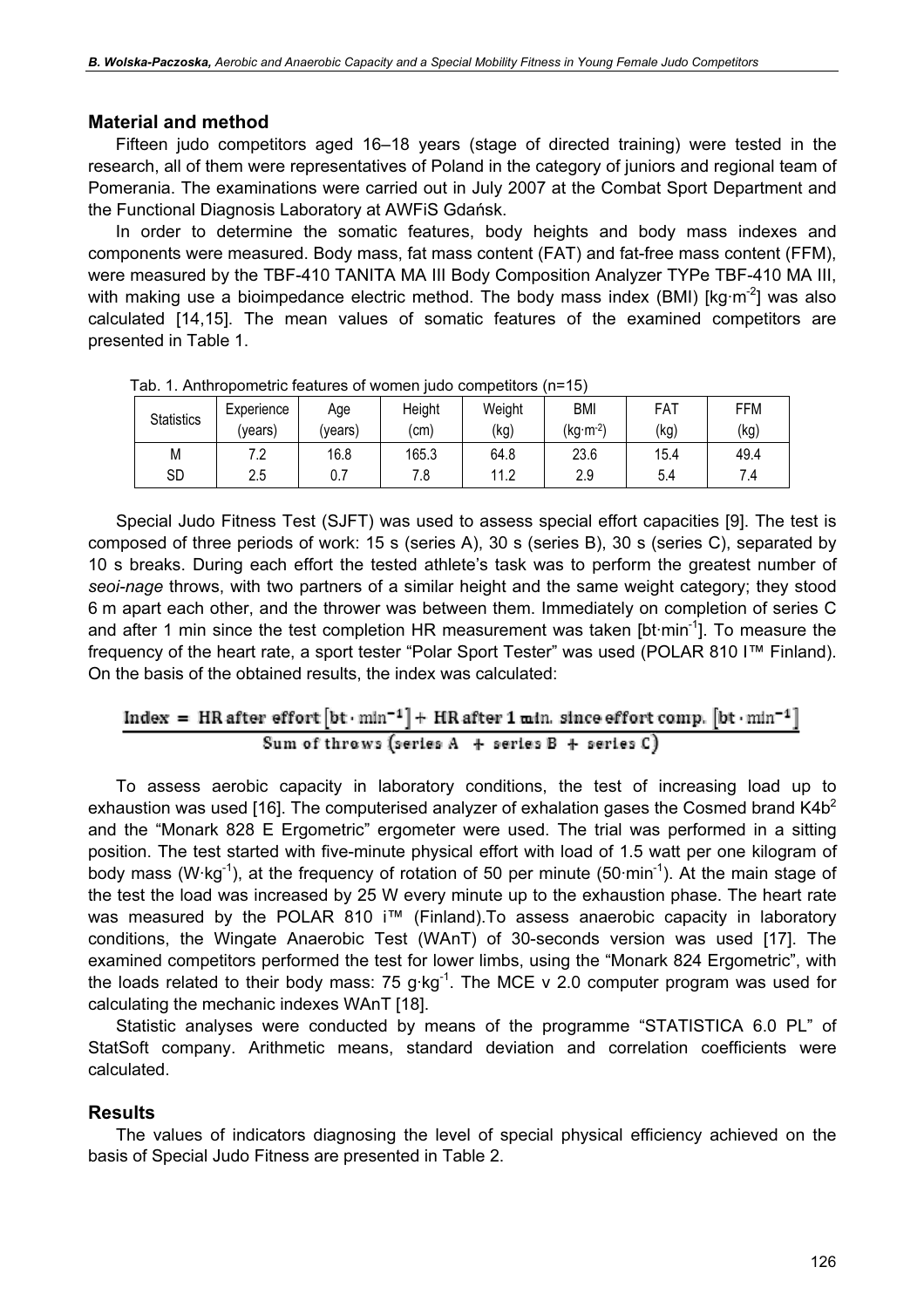## Material and method

Fifteen judo competitors aged 16–18 years (stage of directed training) were tested in the research, all of them were representatives of Poland in the category of juniors and regional team of Pomerania. The examinations were carried out in July 2007 at the Combat Sport Department and the Functional Diagnosis Laboratory at AWFiS Gdańsk.

In order to determine the somatic features, body heights and body mass indexes and components were measured. Body mass, fat mass content (FAT) and fat-free mass content (FFM), were measured by the TBF-410 TANITA MA III Body Composition Analyzer TYPe TBF-410 MA III, with making use a bioimpedance electric method. The body mass index (BMI) [$kg \cdot m^{-2}$] was also calculated [14,15]. The mean values of somatic features of the examined competitors are presented in Table 1.

Tab. 1. Anthropometric features of women judo competitors (n=15)

| Statistics | Experience (years) | Age (years) | Height (cm) | Weight (kg) | BMI ($kg \cdot m^{-2}$) | FAT (kg) | FFM (kg) |
|---|---|---|---|---|---|---|---|
| M | 7.2 | 16.8 | 165.3 | 64.8 | 23.6 | 15.4 | 49.4 |
| SD | 2.5 | 0.7 | 7.8 | 11.2 | 2.9 | 5.4 | 7.4 |

Special Judo Fitness Test (SJFT) was used to assess special effort capacities [9]. The test is composed of three periods of work: 15 s (series A), 30 s (series B), 30 s (series C), separated by 10 s breaks. During each effort the tested athlete's task was to perform the greatest number of *seoi-nage* throws, with two partners of a similar height and the same weight category; they stood 6 m apart each other, and the thrower was between them. Immediately on completion of series C and after 1 min since the test completion HR measurement was taken [$bt \cdot min^{-1}$]. To measure the frequency of the heart rate, a sport tester "Polar Sport Tester" was used (POLAR 810 I™ Finland). On the basis of the obtained results, the index was calculated:

$$\text{Index} = \frac{\text{HR after effort } [bt \cdot min^{-1}] + \text{HR after 1 min. since effort comp. } [bt \cdot min^{-1}]}{\text{Sum of throws (series A + series B + series C)}}$$

To assess aerobic capacity in laboratory conditions, the test of increasing load up to exhaustion was used [16]. The computerised analyzer of exhalation gases the Cosmed brand $K4b^2$ and the "Monark 828 E Ergometric" ergometer were used. The trial was performed in a sitting position. The test started with five-minute physical effort with load of 1.5 watt per one kilogram of body mass ($W \cdot kg^{-1}$), at the frequency of rotation of 50 per minute ($50 \cdot min^{-1}$). At the main stage of the test the load was increased by 25 W every minute up to the exhaustion phase. The heart rate was measured by the POLAR 810 i™ (Finland).To assess anaerobic capacity in laboratory conditions, the Wingate Anaerobic Test (WAnT) of 30-seconds version was used [17]. The examined competitors performed the test for lower limbs, using the "Monark 824 Ergometric", with the loads related to their body mass: 75 $g \cdot kg^{-1}$. The MCE v 2.0 computer program was used for calculating the mechanic indexes WAnT [18].

Statistic analyses were conducted by means of the programme "STATISTICA 6.0 PL" of StatSoft company. Arithmetic means, standard deviation and correlation coefficients were calculated.

## Results

The values of indicators diagnosing the level of special physical efficiency achieved on the basis of Special Judo Fitness are presented in Table 2.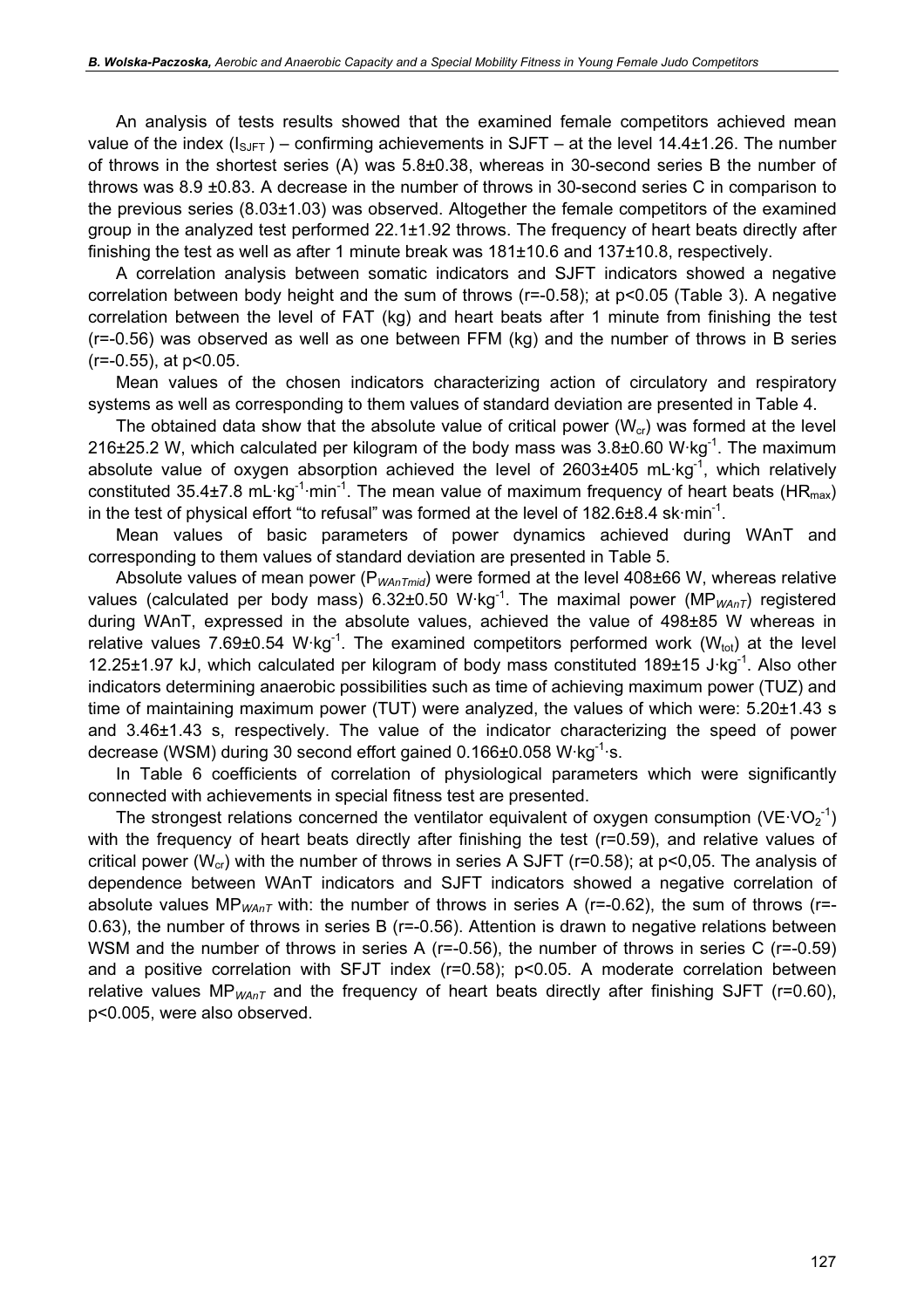An analysis of tests results showed that the examined female competitors achieved mean value of the index ($I_{SJFT}$) – confirming achievements in SJFT – at the level 14.4±1.26. The number of throws in the shortest series (A) was 5.8±0.38, whereas in 30-second series B the number of throws was 8.9 ±0.83. A decrease in the number of throws in 30-second series C in comparison to the previous series (8.03±1.03) was observed. Altogether the female competitors of the examined group in the analyzed test performed 22.1±1.92 throws. The frequency of heart beats directly after finishing the test as well as after 1 minute break was 181±10.6 and 137±10.8, respectively.

A correlation analysis between somatic indicators and SJFT indicators showed a negative correlation between body height and the sum of throws (r=-0.58); at $p<0.05$ (Table 3). A negative correlation between the level of FAT (kg) and heart beats after 1 minute from finishing the test (r=-0.56) was observed as well as one between FFM (kg) and the number of throws in B series (r=-0.55), at $p<0.05$.

Mean values of the chosen indicators characterizing action of circulatory and respiratory systems as well as corresponding to them values of standard deviation are presented in Table 4.

The obtained data show that the absolute value of critical power ($W_{cr}$) was formed at the level 216±25.2 W, which calculated per kilogram of the body mass was 3.8±0.60 $W \cdot kg^{-1}$. The maximum absolute value of oxygen absorption achieved the level of 2603±405 $mL \cdot kg^{-1}$, which relatively constituted 35.4±7.8 $mL \cdot kg^{-1} \cdot min^{-1}$. The mean value of maximum frequency of heart beats ($HR_{max}$) in the test of physical effort "to refusal" was formed at the level of 182.6±8.4 $sk \cdot min^{-1}$.

Mean values of basic parameters of power dynamics achieved during WAnT and corresponding to them values of standard deviation are presented in Table 5.

Absolute values of mean power ($P_{WAnTmid}$) were formed at the level 408±66 W, whereas relative values (calculated per body mass) 6.32±0.50 $W \cdot kg^{-1}$. The maximal power ($MP_{WAnT}$) registered during WAnT, expressed in the absolute values, achieved the value of 498±85 W whereas in relative values 7.69±0.54 $W \cdot kg^{-1}$. The examined competitors performed work ($W_{tot}$) at the level 12.25±1.97 kJ, which calculated per kilogram of body mass constituted 189±15 $J \cdot kg^{-1}$. Also other indicators determining anaerobic possibilities such as time of achieving maximum power (TUZ) and time of maintaining maximum power (TUT) were analyzed, the values of which were: 5.20±1.43 s and 3.46±1.43 s, respectively. The value of the indicator characterizing the speed of power decrease (WSM) during 30 second effort gained 0.166±0.058 $W \cdot kg^{-1} \cdot s$.

In Table 6 coefficients of correlation of physiological parameters which were significantly connected with achievements in special fitness test are presented.

The strongest relations concerned the ventilator equivalent of oxygen consumption ($VE \cdot VO_2^{-1}$) with the frequency of heart beats directly after finishing the test (r=0.59), and relative values of critical power ($W_{cr}$) with the number of throws in series A SJFT (r=0.58); at $p<0,05$. The analysis of dependence between WAnT indicators and SJFT indicators showed a negative correlation of absolute values $MP_{WAnT}$ with: the number of throws in series A (r=-0.62), the sum of throws (r=-0.63), the number of throws in series B (r=-0.56). Attention is drawn to negative relations between WSM and the number of throws in series A (r=-0.56), the number of throws in series C (r=-0.59) and a positive correlation with SFJT index (r=0.58); $p<0.05$. A moderate correlation between relative values $MP_{WAnT}$ and the frequency of heart beats directly after finishing SJFT (r=0.60), $p<0.005$, were also observed.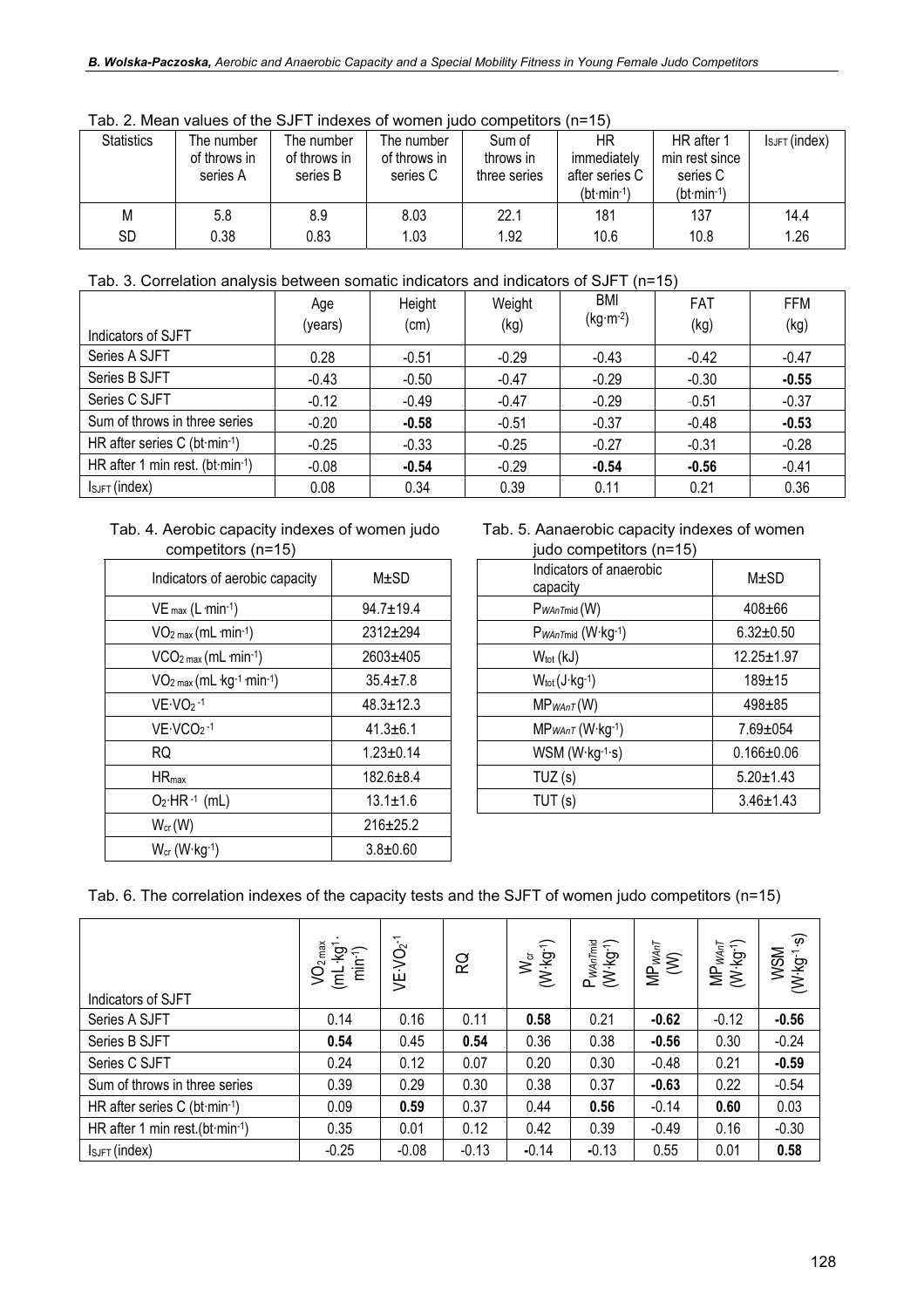Tab. 2. Mean values of the SJFT indexes of women judo competitors (n=15)

| Statistics | The number of throws in series A | The number of throws in series B | The number of throws in series C | Sum of throws in three series | HR immediately after series C ($bt \cdot min^{-1}$) | HR after 1 min rest since series C ($bt \cdot min^{-1}$) | $I_{SJFT}$ (index) |
|---|---|---|---|---|---|---|---|
| M | 5.8 | 8.9 | 8.03 | 22.1 | 181 | 137 | 14.4 |
| SD | 0.38 | 0.83 | 1.03 | 1.92 | 10.6 | 10.8 | 1.26 |

Tab. 3. Correlation analysis between somatic indicators and indicators of SJFT (n=15)

| Indicators of SJFT | Age (years) | Height (cm) | Weight (kg) | BMI ($kg \cdot m^{-2}$) | FAT (kg) | FFM (kg) |
|---|---|---|---|---|---|---|
| Series A SJFT | 0.28 | -0.51 | -0.29 | -0.43 | -0.42 | -0.47 |
| Series B SJFT | -0.43 | -0.50 | -0.47 | -0.29 | -0.30 | **-0.55** |
| Series C SJFT | -0.12 | -0.49 | -0.47 | -0.29 | -0.51 | -0.37 |
| Sum of throws in three series | -0.20 | **-0.58** | -0.51 | -0.37 | -0.48 | **-0.53** |
| HR after series C ($bt \cdot min^{-1}$) | -0.25 | -0.33 | -0.25 | -0.27 | -0.31 | -0.28 |
| HR after 1 min rest. ($bt \cdot min^{-1}$) | -0.08 | **-0.54** | -0.29 | **-0.54** | **-0.56** | -0.41 |
| $I_{SJFT}$ (index) | 0.08 | 0.34 | 0.39 | 0.11 | 0.21 | 0.36 |

Tab. 4. Aerobic capacity indexes of women judo competitors (n=15)

| Indicators of aerobic capacity | M±SD |
|---|---|
| $VE_{max}$ ($L \cdot min^{-1}$) | 94.7±19.4 |
| $VO_{2\,max}$ ($mL \cdot min^{-1}$) | 2312±294 |
| $VCO_{2\,max}$ ($mL \cdot min^{-1}$) | 2603±405 |
| $VO_{2\,max}$ ($mL \cdot kg^{-1} \cdot min^{-1}$) | 35.4±7.8 |
| $VE \cdot VO_2^{-1}$ | 48.3±12.3 |
| $VE \cdot VCO_2^{-1}$ | 41.3±6.1 |
| RQ | 1.23±0.14 |
| $HR_{max}$ | 182.6±8.4 |
| $O_2 \cdot HR^{-1}$ (mL) | 13.1±1.6 |
| $W_{cr}$ (W) | 216±25.2 |
| $W_{cr}$ ($W \cdot kg^{-1}$) | 3.8±0.60 |

Tab. 5. Aanaerobic capacity indexes of women judo competitors (n=15)

| Indicators of anaerobic capacity | M±SD |
|---|---|
| $P_{WAnTmid}$ (W) | 408±66 |
| $P_{WAnTmid}$ ($W \cdot kg^{-1}$) | 6.32±0.50 |
| $W_{tot}$ (kJ) | 12.25±1.97 |
| $W_{tot}$ ($J \cdot kg^{-1}$) | 189±15 |
| $MP_{WAnT}$ (W) | 498±85 |
| $MP_{WAnT}$ ($W \cdot kg^{-1}$) | 7.69±054 |
| WSM ($W \cdot kg^{-1} \cdot s$) | 0.166±0.06 |
| TUZ (s) | 5.20±1.43 |
| TUT (s) | 3.46±1.43 |

Tab. 6. The correlation indexes of the capacity tests and the SJFT of women judo competitors (n=15)

| Indicators of SJFT | $VO_{2\,max}$ ($mL \cdot kg^{-1} \cdot min^{-1}$) | $VE \cdot VO_2^{-1}$ | RQ | $W_{cr}$ ($W \cdot kg^{-1}$) | $P_{WAnTmid}$ ($W \cdot kg^{-1}$) | $MP_{WAnT}$ (W) | $MP_{WAnT}$ ($W \cdot kg^{-1}$) | WSM ($W \cdot kg^{-1} \cdot s$) |
|---|---|---|---|---|---|---|---|---|
| Series A SJFT | 0.14 | 0.16 | 0.11 | **0.58** | 0.21 | **-0.62** | -0.12 | **-0.56** |
| Series B SJFT | **0.54** | 0.45 | **0.54** | 0.36 | 0.38 | **-0.56** | 0.30 | -0.24 |
| Series C SJFT | 0.24 | 0.12 | 0.07 | 0.20 | 0.30 | -0.48 | 0.21 | **-0.59** |
| Sum of throws in three series | 0.39 | 0.29 | 0.30 | 0.38 | 0.37 | **-0.63** | 0.22 | -0.54 |
| HR after series C ($bt \cdot min^{-1}$) | 0.09 | **0.59** | 0.37 | 0.44 | **0.56** | -0.14 | **0.60** | 0.03 |
| HR after 1 min rest.($bt \cdot min^{-1}$) | 0.35 | 0.01 | 0.12 | 0.42 | 0.39 | -0.49 | 0.16 | -0.30 |
| $I_{SJFT}$ (index) | -0.25 | -0.08 | -0.13 | -0.14 | -0.13 | 0.55 | 0.01 | **0.58** |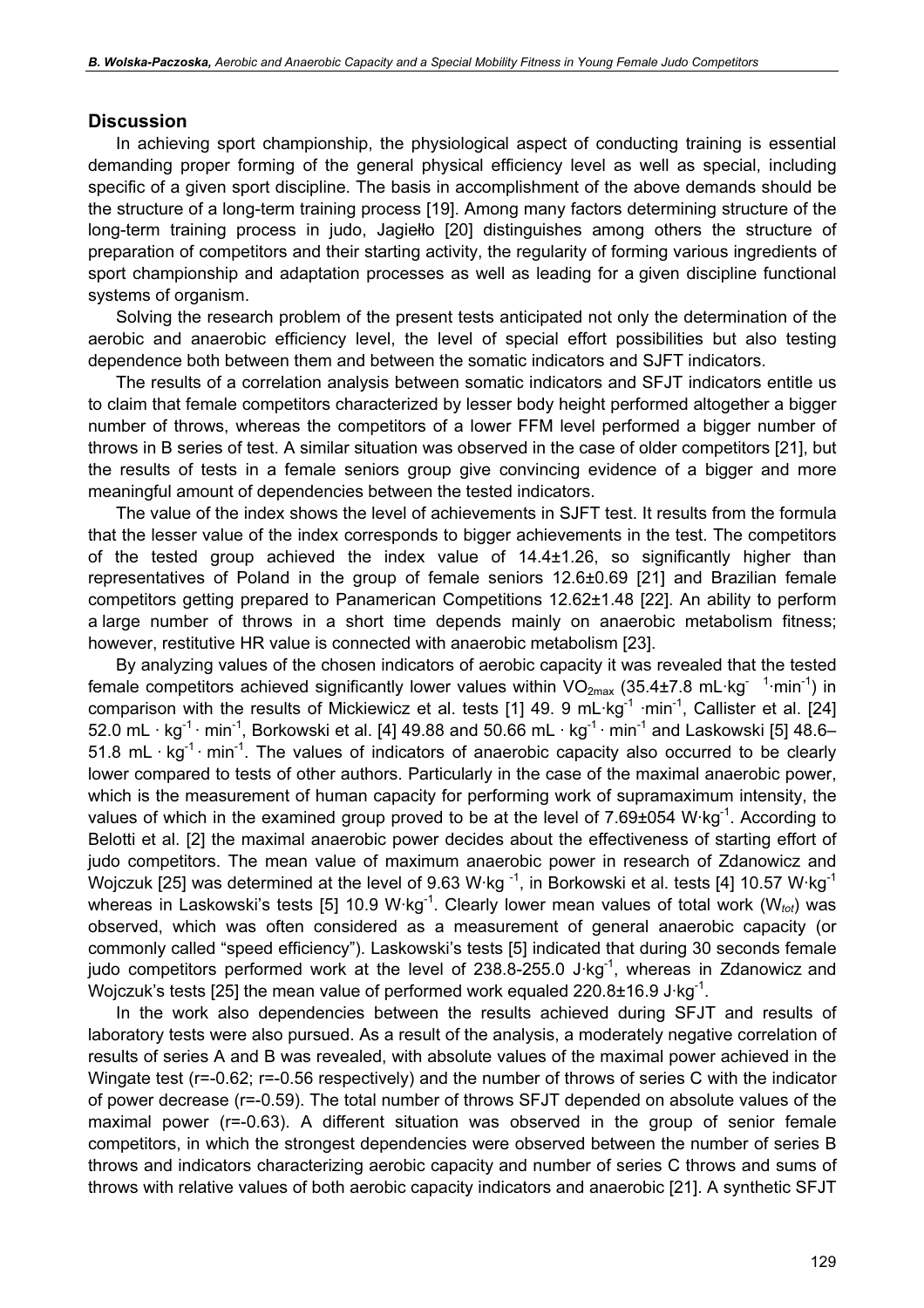## Discussion

In achieving sport championship, the physiological aspect of conducting training is essential demanding proper forming of the general physical efficiency level as well as special, including specific of a given sport discipline. The basis in accomplishment of the above demands should be the structure of a long-term training process [19]. Among many factors determining structure of the long-term training process in judo, Jagiełło [20] distinguishes among others the structure of preparation of competitors and their starting activity, the regularity of forming various ingredients of sport championship and adaptation processes as well as leading for a given discipline functional systems of organism.

Solving the research problem of the present tests anticipated not only the determination of the aerobic and anaerobic efficiency level, the level of special effort possibilities but also testing dependence both between them and between the somatic indicators and SJFT indicators.

The results of a correlation analysis between somatic indicators and SFJT indicators entitle us to claim that female competitors characterized by lesser body height performed altogether a bigger number of throws, whereas the competitors of a lower FFM level performed a bigger number of throws in B series of test. A similar situation was observed in the case of older competitors [21], but the results of tests in a female seniors group give convincing evidence of a bigger and more meaningful amount of dependencies between the tested indicators.

The value of the index shows the level of achievements in SJFT test. It results from the formula that the lesser value of the index corresponds to bigger achievements in the test. The competitors of the tested group achieved the index value of 14.4±1.26, so significantly higher than representatives of Poland in the group of female seniors 12.6±0.69 [21] and Brazilian female competitors getting prepared to Panamerican Competitions 12.62±1.48 [22]. An ability to perform a large number of throws in a short time depends mainly on anaerobic metabolism fitness; however, restitutive HR value is connected with anaerobic metabolism [23].

By analyzing values of the chosen indicators of aerobic capacity it was revealed that the tested female competitors achieved significantly lower values within $VO_{2max}$ (35.4±7.8 $mL \cdot kg^{-1} \cdot min^{-1}$) in comparison with the results of Mickiewicz et al. tests [1] 49. 9 $mL \cdot kg^{-1} \cdot min^{-1}$, Callister et al. [24] 52.0 $mL \cdot kg^{-1} \cdot min^{-1}$, Borkowski et al. [4] 49.88 and 50.66 $mL \cdot kg^{-1} \cdot min^{-1}$ and Laskowski [5] 48.6–51.8 $mL \cdot kg^{-1} \cdot min^{-1}$. The values of indicators of anaerobic capacity also occurred to be clearly lower compared to tests of other authors. Particularly in the case of the maximal anaerobic power, which is the measurement of human capacity for performing work of supramaximum intensity, the values of which in the examined group proved to be at the level of 7.69±054 $W \cdot kg^{-1}$. According to Belotti et al. [2] the maximal anaerobic power decides about the effectiveness of starting effort of judo competitors. The mean value of maximum anaerobic power in research of Zdanowicz and Wojczuk [25] was determined at the level of 9.63 $W \cdot kg^{-1}$, in Borkowski et al. tests [4] 10.57 $W \cdot kg^{-1}$ whereas in Laskowski's tests [5] 10.9 $W \cdot kg^{-1}$. Clearly lower mean values of total work ($W_{tot}$) was observed, which was often considered as a measurement of general anaerobic capacity (or commonly called "speed efficiency"). Laskowski's tests [5] indicated that during 30 seconds female judo competitors performed work at the level of 238.8-255.0 $J \cdot kg^{-1}$, whereas in Zdanowicz and Wojczuk's tests [25] the mean value of performed work equaled 220.8±16.9 $J \cdot kg^{-1}$.

In the work also dependencies between the results achieved during SFJT and results of laboratory tests were also pursued. As a result of the analysis, a moderately negative correlation of results of series A and B was revealed, with absolute values of the maximal power achieved in the Wingate test ($r=-0.62$; $r=-0.56$ respectively) and the number of throws of series C with the indicator of power decrease ($r=-0.59$). The total number of throws SFJT depended on absolute values of the maximal power ($r=-0.63$). A different situation was observed in the group of senior female competitors, in which the strongest dependencies were observed between the number of series B throws and indicators characterizing aerobic capacity and number of series C throws and sums of throws with relative values of both aerobic capacity indicators and anaerobic [21]. A synthetic SFJT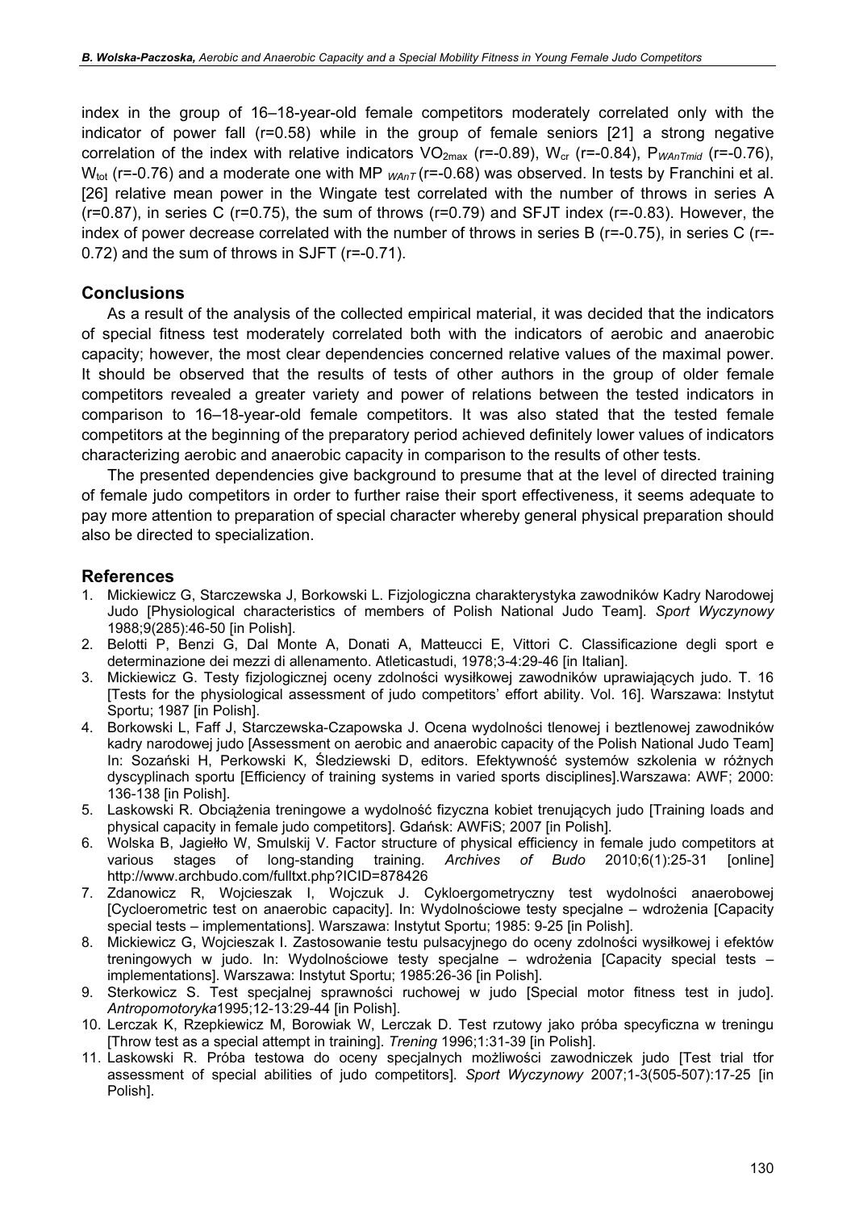index in the group of 16–18-year-old female competitors moderately correlated only with the indicator of power fall (r=0.58) while in the group of female seniors [21] a strong negative correlation of the index with relative indicators $VO_{2max}$ (r=-0.89), $W_{cr}$ (r=-0.84), $P_{WAnTmid}$ (r=-0.76), $W_{tot}$ (r=-0.76) and a moderate one with MP $_{WAnT}$ (r=-0.68) was observed. In tests by Franchini et al. [26] relative mean power in the Wingate test correlated with the number of throws in series A (r=0.87), in series C (r=0.75), the sum of throws (r=0.79) and SFJT index (r=-0.83). However, the index of power decrease correlated with the number of throws in series B (r=-0.75), in series C (r=-0.72) and the sum of throws in SJFT (r=-0.71).

## Conclusions

As a result of the analysis of the collected empirical material, it was decided that the indicators of special fitness test moderately correlated both with the indicators of aerobic and anaerobic capacity; however, the most clear dependencies concerned relative values of the maximal power. It should be observed that the results of tests of other authors in the group of older female competitors revealed a greater variety and power of relations between the tested indicators in comparison to 16–18-year-old female competitors. It was also stated that the tested female competitors at the beginning of the preparatory period achieved definitely lower values of indicators characterizing aerobic and anaerobic capacity in comparison to the results of other tests.

The presented dependencies give background to presume that at the level of directed training of female judo competitors in order to further raise their sport effectiveness, it seems adequate to pay more attention to preparation of special character whereby general physical preparation should also be directed to specialization.

## References

1. Mickiewicz G, Starczewska J, Borkowski L. Fizjologiczna charakterystyka zawodników Kadry Narodowej Judo [Physiological characteristics of members of Polish National Judo Team]. *Sport Wyczynowy* 1988;9(285):46-50 [in Polish].
2. Belotti P, Benzi G, Dal Monte A, Donati A, Matteucci E, Vittori C. Classificazione degli sport e determinazione dei mezzi di allenamento. Atleticastudi, 1978;3-4:29-46 [in Italian].
3. Mickiewicz G. Testy fizjologicznej oceny zdolności wysiłkowej zawodników uprawiających judo. T. 16 [Tests for the physiological assessment of judo competitors' effort ability. Vol. 16]. Warszawa: Instytut Sportu; 1987 [in Polish].
4. Borkowski L, Faff J, Starczewska-Czapowska J. Ocena wydolności tlenowej i beztlenowej zawodników kadry narodowej judo [Assessment on aerobic and anaerobic capacity of the Polish National Judo Team] In: Sozański H, Perkowski K, Śledziewski D, editors. Efektywność systemów szkolenia w różnych dyscyplinach sportu [Efficiency of training systems in varied sports disciplines].Warszawa: AWF; 2000: 136-138 [in Polish].
5. Laskowski R. Obciążenia treningowe a wydolność fizyczna kobiet trenujących judo [Training loads and physical capacity in female judo competitors]. Gdańsk: AWFiS; 2007 [in Polish].
6. Wolska B, Jagiełło W, Smulskij V. Factor structure of physical efficiency in female judo competitors at various stages of long-standing training. *Archives of Budo* 2010;6(1):25-31 [online] http://www.archbudo.com/fulltxt.php?ICID=878426
7. Zdanowicz R, Wojcieszak I, Wojczuk J. Cykloergometryczny test wydolności anaerobowej [Cycloerometric test on anaerobic capacity]. In: Wydolnościowe testy specjalne – wdrożenia [Capacity special tests – implementations]. Warszawa: Instytut Sportu; 1985: 9-25 [in Polish].
8. Mickiewicz G, Wojcieszak I. Zastosowanie testu pulsacyjnego do oceny zdolności wysiłkowej i efektów treningowych w judo. In: Wydolnościowe testy specjalne – wdrożenia [Capacity special tests – implementations]. Warszawa: Instytut Sportu; 1985:26-36 [in Polish].
9. Sterkowicz S. Test specjalnej sprawności ruchowej w judo [Special motor fitness test in judo]. *Antropomotoryka*1995;12-13:29-44 [in Polish].
10. Lerczak K, Rzepkiewicz M, Borowiak W, Lerczak D. Test rzutowy jako próba specyficzna w treningu [Throw test as a special attempt in training]. *Trening* 1996;1:31-39 [in Polish].
11. Laskowski R. Próba testowa do oceny specjalnych możliwości zawodniczek judo [Test trial tfor assessment of special abilities of judo competitors]. *Sport Wyczynowy* 2007;1-3(505-507):17-25 [in Polish].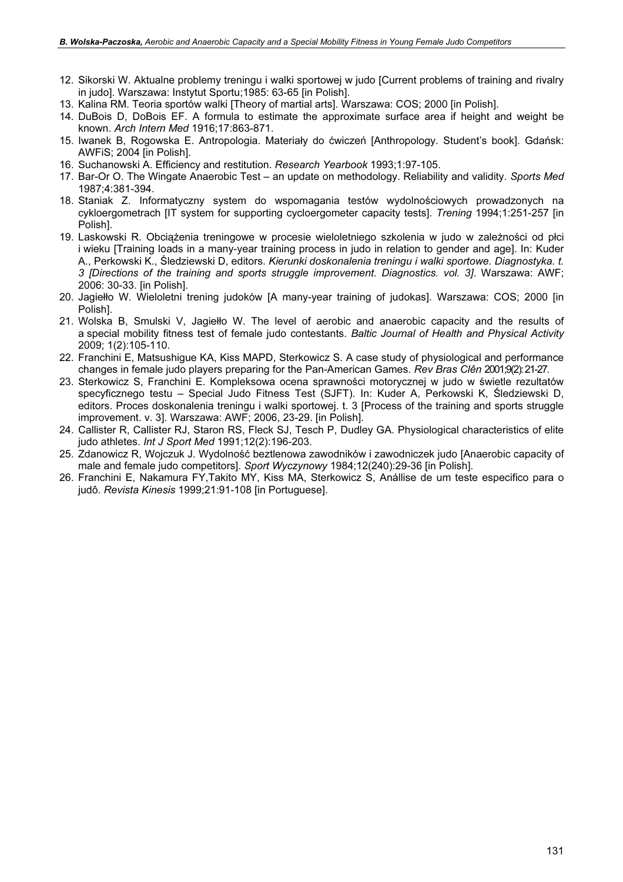12. Sikorski W. Aktualne problemy treningu i walki sportowej w judo [Current problems of training and rivalry in judo]. Warszawa: Instytut Sportu;1985: 63-65 [in Polish].
13. Kalina RM. Teoria sportów walki [Theory of martial arts]. Warszawa: COS; 2000 [in Polish].
14. DuBois D, DoBois EF. A formula to estimate the approximate surface area if height and weight be known. *Arch Intern Med* 1916;17:863-871.
15. Iwanek B, Rogowska E. Antropologia. Materiały do ćwiczeń [Anthropology. Student's book]. Gdańsk: AWFiS; 2004 [in Polish].
16. Suchanowski A. Efficiency and restitution. *Research Yearbook* 1993;1:97-105.
17. Bar-Or O. The Wingate Anaerobic Test – an update on methodology. Reliability and validity. *Sports Med* 1987;4:381-394.
18. Staniak Z. Informatyczny system do wspomagania testów wydolnościowych prowadzonych na cykloergometrach [IT system for supporting cycloergometer capacity tests]. *Trening* 1994;1:251-257 [in Polish].
19. Laskowski R. Obciążenia treningowe w procesie wieloletniego szkolenia w judo w zależności od płci i wieku [Training loads in a many-year training process in judo in relation to gender and age]. In: Kuder A., Perkowski K., Śledziewski D, editors. *Kierunki doskonalenia treningu i walki sportowe. Diagnostyka. t. 3 [Directions of the training and sports struggle improvement. Diagnostics. vol. 3]*. Warszawa: AWF; 2006: 30-33. [in Polish].
20. Jagiełło W. Wieloletni trening judoków [A many-year training of judokas]. Warszawa: COS; 2000 [in Polish].
21. Wolska B, Smulski V, Jagiełło W. The level of aerobic and anaerobic capacity and the results of a special mobility fitness test of female judo contestants. *Baltic Journal of Health and Physical Activity* 2009; 1(2):105-110.
22. Franchini E, Matsushigue KA, Kiss MAPD, Sterkowicz S. A case study of physiological and performance changes in female judo players preparing for the Pan-American Games. *Rev Bras Clên* 2001;9(2): 21-27.
23. Sterkowicz S, Franchini E. Kompleksowa ocena sprawności motorycznej w judo w świetle rezultatów specyficznego testu – Special Judo Fitness Test (SJFT). In: Kuder A, Perkowski K, Śledziewski D, editors. Proces doskonalenia treningu i walki sportowej. t. 3 [Process of the training and sports struggle improvement. v. 3]. Warszawa: AWF; 2006, 23-29. [in Polish].
24. Callister R, Callister RJ, Staron RS, Fleck SJ, Tesch P, Dudley GA. Physiological characteristics of elite judo athletes. *Int J Sport Med* 1991;12(2):196-203.
25. Zdanowicz R, Wojczuk J. Wydolność beztlenowa zawodników i zawodniczek judo [Anaerobic capacity of male and female judo competitors]. *Sport Wyczynowy* 1984;12(240):29-36 [in Polish].
26. Franchini E, Nakamura FY,Takito MY, Kiss MA, Sterkowicz S, Anállise de um teste especifico para o judô. *Revista Kinesis* 1999;21:91-108 [in Portuguese].